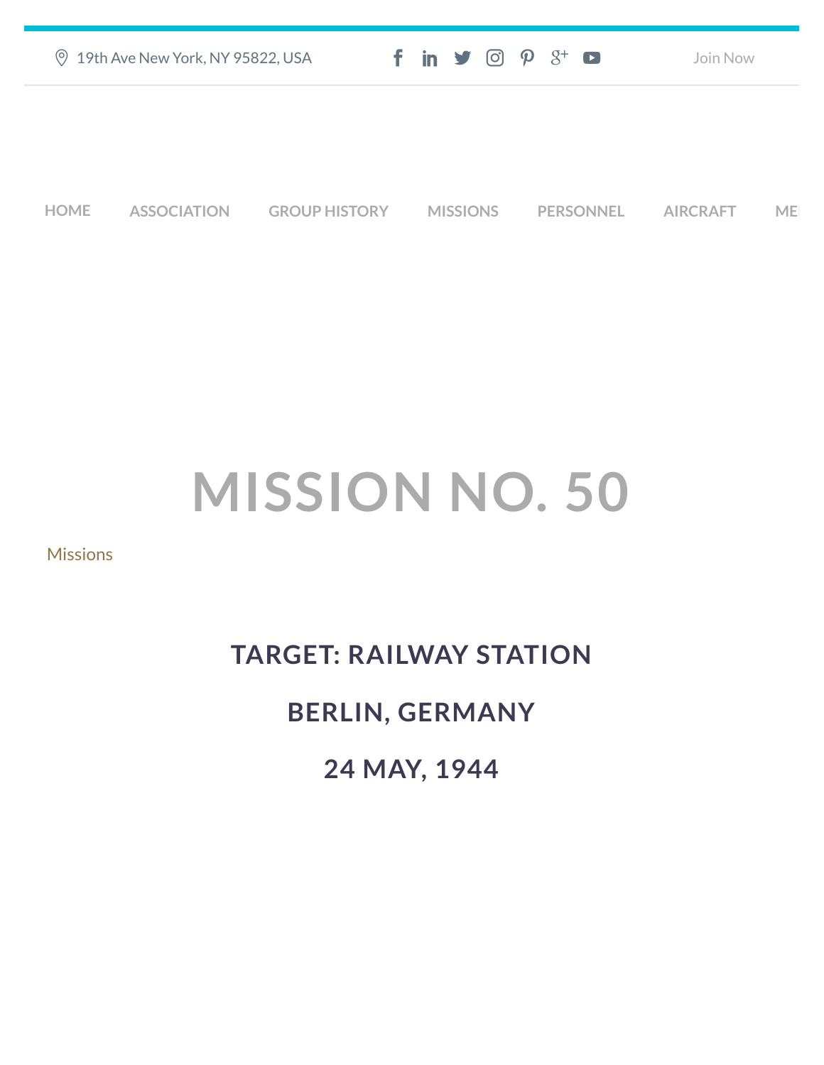19th Ave New York, NY 95822, USA

Join Now

HOME ASSOCIATION GROUP HISTORY MISSIONS PERSONNEL AIRCRAFT ME

# MISSION NO. 50

Missions

## TARGET: RAILWAY STATION

## BERLIN, GERMANY

## 24 MAY, 1944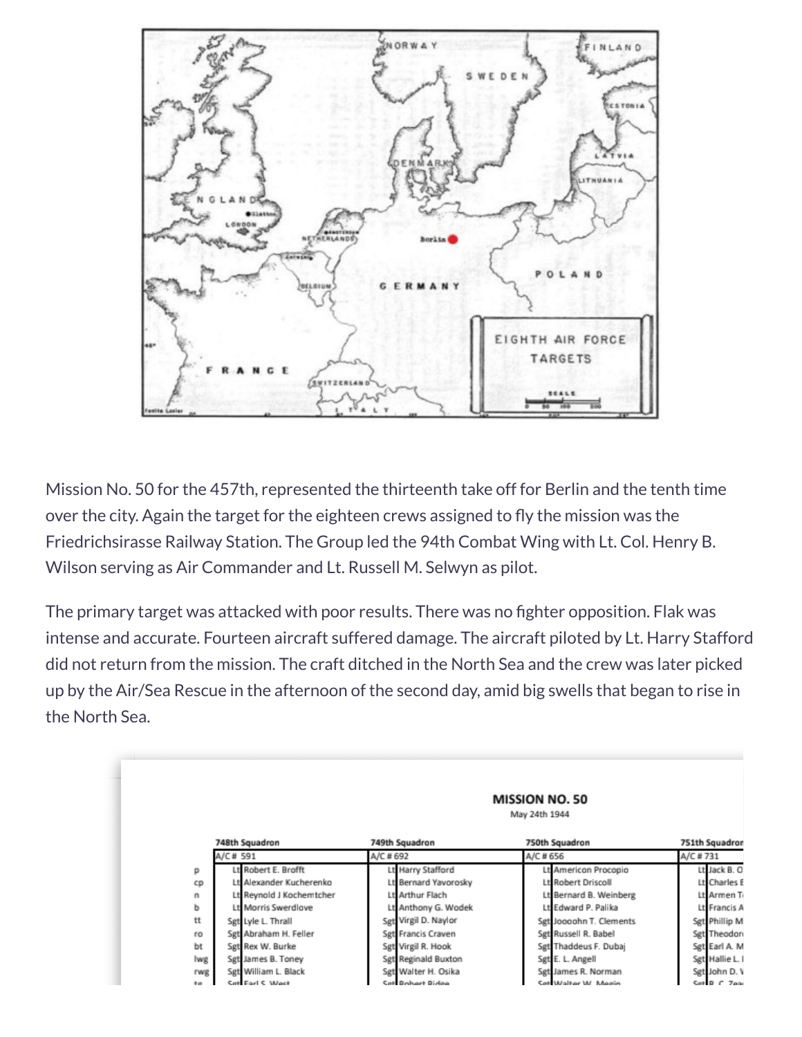Mission No. 50 for the 457th, represented the thirteenth take off for Berlin and the tenth time over the city. Again the target for the eighteen crews assigned to fly the mission was the Friedrichsirasse Railway Station. The Group led the 94th Combat Wing with Lt. Col. Henry B. Wilson serving as Air Commander and Lt. Russell M. Selwyn as pilot.

The primary target was attacked with poor results. There was no fighter opposition. Flak was intense and accurate. Fourteen aircraft suffered damage. The aircraft piloted by Lt. Harry Stafford did not return from the mission. The craft ditched in the North Sea and the crew was later picked up by the Air/Sea Rescue in the afternoon of the second day, amid big swells that began to rise in the North Sea.

## MISSION NO. 50

May 24th 1944

| | 748th Squadron | 749th Squadron | 750th Squadron | 751th Squadron |
|---|---|---|---|---|
| | A/C # 591 | A/C # 692 | A/C # 656 | A/C # 731 |
| p | Lt Robert E. Brofft | Lt Harry Stafford | Lt Americon Procopio | Lt Jack B. O |
| cp | Lt Alexander Kucherenko | Lt Bernard Yavorosky | Lt Robert Driscoll | Lt Charles E |
| n | Lt Reynold J Kochemtcher | Lt Arthur Flach | Lt Bernard B. Weinberg | Lt Armen T |
| b | Lt Morris Swerdlove | Lt Anthony G. Wodek | Lt Edward P. Palika | Lt Francis A |
| tt | Sgt Lyle L. Thrall | Sgt Virgil D. Naylor | Sgt Joooohn T. Clements | Sgt Phillip M |
| ro | Sgt Abraham H. Feller | Sgt Francis Craven | Sgt Russell R. Babel | Sgt Theodor |
| bt | Sgt Rex W. Burke | Sgt Virgil R. Hook | Sgt Thaddeus F. Dubaj | Sgt Earl A. M |
| lwg | Sgt James B. Toney | Sgt Reginald Buxton | Sgt E. L. Angell | Sgt Hallie L. |
| rwg | Sgt William L. Black | Sgt Walter H. Osika | Sgt James R. Norman | Sgt John D. V |
| tg | Sgt Earl S. West | Sgt Robert Ridge | Sgt Walter W. Megin | Sgt R. C. Zea |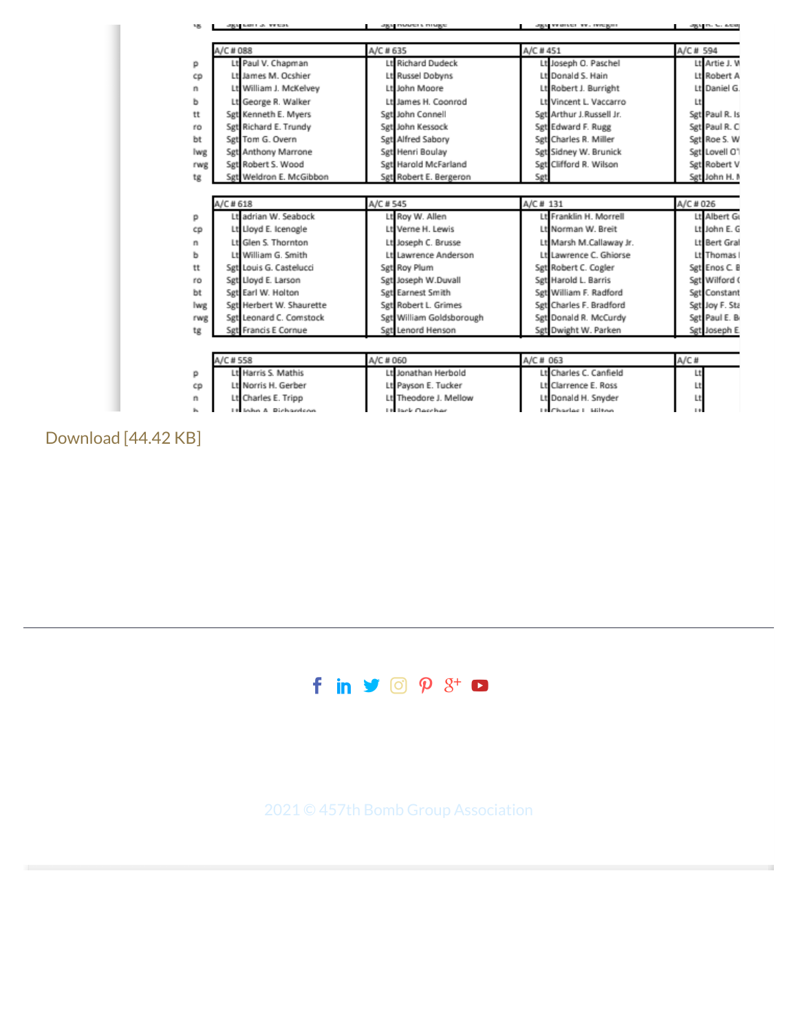| | A/C # 088 | A/C # 635 | A/C # 451 | A/C # 594 |
|---|---|---|---|---|
| p | Lt Paul V. Chapman | Lt Richard Dudeck | Lt Joseph O. Paschel | Lt Artie J. W |
| cp | Lt James M. Ocshier | Lt Russel Dobyns | Lt Donald S. Hain | Lt Robert A |
| n | Lt William J. McKelvey | Lt John Moore | Lt Robert J. Burright | Lt Daniel G. |
| b | Lt George R. Walker | Lt James H. Coonrod | Lt Vincent L. Vaccarro | Lt |
| tt | Sgt Kenneth E. Myers | Sgt John Connell | Sgt Arthur J.Russell Jr. | Sgt Paul R. Is |
| ro | Sgt Richard E. Trundy | Sgt John Kessock | Sgt Edward F. Rugg | Sgt Paul R. C |
| bt | Sgt Tom G. Overn | Sgt Alfred Sabory | Sgt Charles R. Miller | Sgt Roe S. W |
| lwg | Sgt Anthony Marrone | Sgt Henri Boulay | Sgt Sidney W. Brunick | Sgt Lovell O' |
| rwg | Sgt Robert S. Wood | Sgt Harold McFarland | Sgt Clifford R. Wilson | Sgt Robert V |
| tg | Sgt Weldron E. McGibbon | Sgt Robert E. Bergeron | Sgt | Sgt John H. N |

| | A/C # 618 | A/C # 545 | A/C # 131 | A/C # 026 |
|---|---|---|---|---|
| p | Lt adrian W. Seabock | Lt Roy W. Allen | Lt Franklin H. Morrell | Lt Albert G |
| cp | Lt Lloyd E. Icenogle | Lt Verne H. Lewis | Lt Norman W. Breit | Lt John E. G |
| n | Lt Glen S. Thornton | Lt Joseph C. Brusse | Lt Marsh M.Callaway Jr. | Lt Bert Gral |
| b | Lt William G. Smith | Lt Lawrence Anderson | Lt Lawrence C. Ghiorse | Lt Thomas |
| tt | Sgt Louis G. Castelucci | Sgt Roy Plum | Sgt Robert C. Cogler | Sgt Enos C. E |
| ro | Sgt Lloyd E. Larson | Sgt Joseph W.Duvall | Sgt Harold L. Barris | Sgt Wilford |
| bt | Sgt Earl W. Holton | Sgt Earnest Smith | Sgt William F. Radford | Sgt Constant |
| lwg | Sgt Herbert W. Shaurette | Sgt Robert L. Grimes | Sgt Charles F. Bradford | Sgt Joy F. Sta |
| rwg | Sgt Leonard C. Comstock | Sgt William Goldsborough | Sgt Donald R. McCurdy | Sgt Paul E. B |
| tg | Sgt Francis E Cornue | Sgt Lenord Henson | Sgt Dwight W. Parken | Sgt Joseph E |

| | A/C # 558 | A/C # 060 | A/C # 063 | A/C # |
|---|---|---|---|---|
| p | Lt Harris S. Mathis | Lt Jonathan Herbold | Lt Charles C. Canfield | Lt |
| cp | Lt Norris H. Gerber | Lt Payson E. Tucker | Lt Clarrence E. Ross | Lt |
| n | Lt Charles E. Tripp | Lt Theodore J. Mellow | Lt Donald H. Snyder | Lt |
| b | Lt John A. Richardson | Lt Jack Oescher | Lt Charles L. Hilton | Lt |

Download [44.42 KB]

2021 © 457th Bomb Group Association